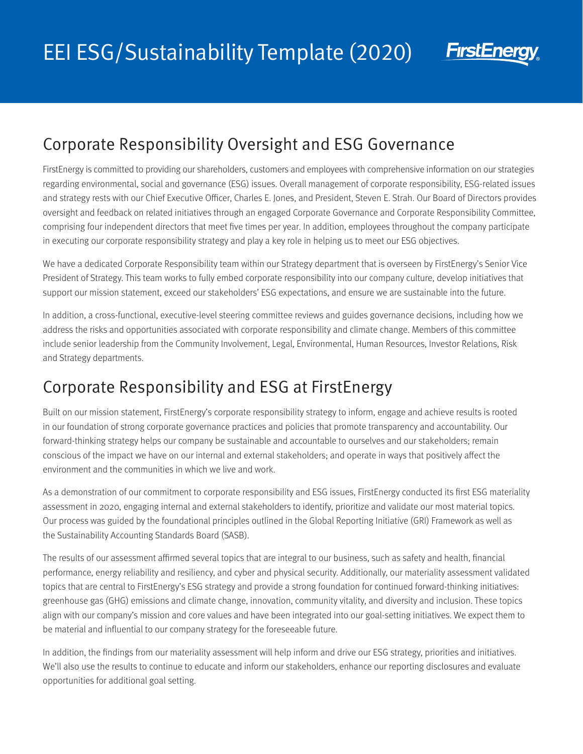# EEI ESG/Sustainability Template (2020)

FirstEnergy

## Corporate Responsibility Oversight and ESG Governance

FirstEnergy is committed to providing our shareholders, customers and employees with comprehensive information on our strategies regarding environmental, social and governance (ESG) issues. Overall management of corporate responsibility, ESG-related issues and strategy rests with our Chief Executive Officer, Charles E. Jones, and President, Steven E. Strah. Our Board of Directors provides oversight and feedback on related initiatives through an engaged Corporate Governance and Corporate Responsibility Committee, comprising four independent directors that meet five times per year. In addition, employees throughout the company participate in executing our corporate responsibility strategy and play a key role in helping us to meet our ESG objectives.

We have a dedicated Corporate Responsibility team within our Strategy department that is overseen by FirstEnergy's Senior Vice President of Strategy. This team works to fully embed corporate responsibility into our company culture, develop initiatives that support our mission statement, exceed our stakeholders' ESG expectations, and ensure we are sustainable into the future.

In addition, a cross-functional, executive-level steering committee reviews and guides governance decisions, including how we address the risks and opportunities associated with corporate responsibility and climate change. Members of this committee include senior leadership from the Community Involvement, Legal, Environmental, Human Resources, Investor Relations, Risk and Strategy departments.

## Corporate Responsibility and ESG at FirstEnergy

Built on our mission statement, FirstEnergy's corporate responsibility strategy to inform, engage and achieve results is rooted in our foundation of strong corporate governance practices and policies that promote transparency and accountability. Our forward-thinking strategy helps our company be sustainable and accountable to ourselves and our stakeholders; remain conscious of the impact we have on our internal and external stakeholders; and operate in ways that positively affect the environment and the communities in which we live and work.

As a demonstration of our commitment to corporate responsibility and ESG issues, FirstEnergy conducted its first ESG materiality assessment in 2020, engaging internal and external stakeholders to identify, prioritize and validate our most material topics. Our process was guided by the foundational principles outlined in the Global Reporting Initiative (GRI) Framework as well as the Sustainability Accounting Standards Board (SASB).

The results of our assessment affirmed several topics that are integral to our business, such as safety and health, financial performance, energy reliability and resiliency, and cyber and physical security. Additionally, our materiality assessment validated topics that are central to FirstEnergy's ESG strategy and provide a strong foundation for continued forward-thinking initiatives: greenhouse gas (GHG) emissions and climate change, innovation, community vitality, and diversity and inclusion. These topics align with our company's mission and core values and have been integrated into our goal-setting initiatives. We expect them to be material and influential to our company strategy for the foreseeable future.

In addition, the findings from our materiality assessment will help inform and drive our ESG strategy, priorities and initiatives. We'll also use the results to continue to educate and inform our stakeholders, enhance our reporting disclosures and evaluate opportunities for additional goal setting.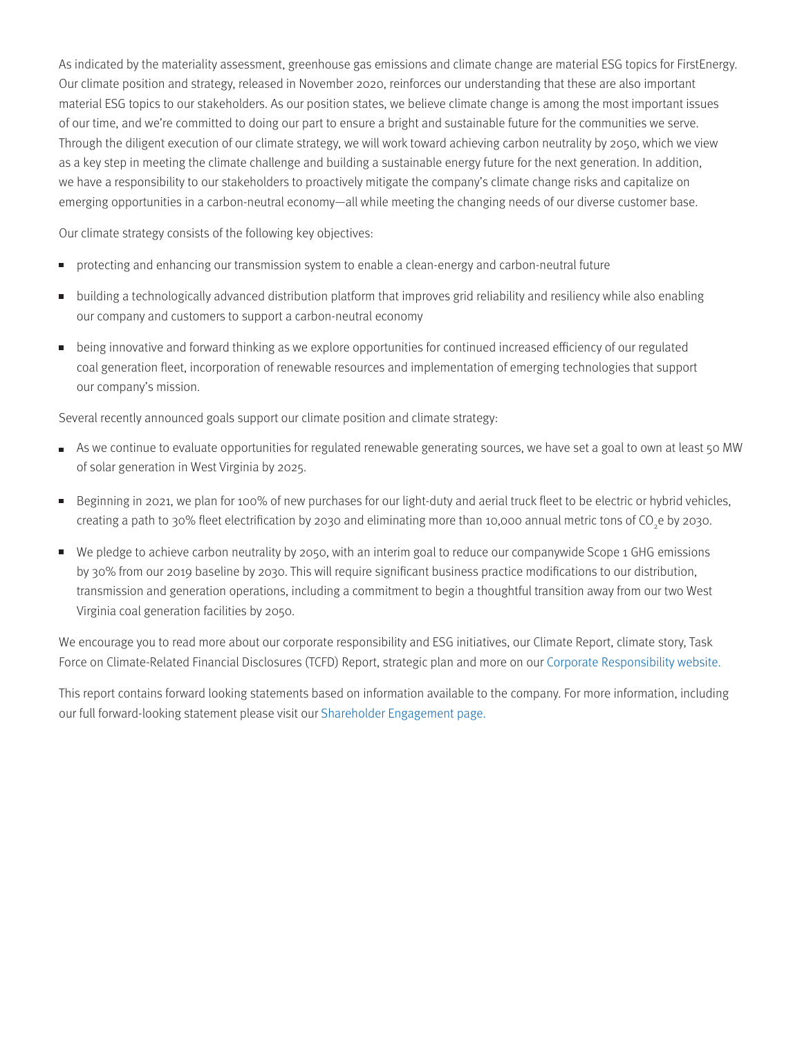As indicated by the materiality assessment, greenhouse gas emissions and climate change are material ESG topics for FirstEnergy. Our climate position and strategy, released in November 2020, reinforces our understanding that these are also important material ESG topics to our stakeholders. As our position states, we believe climate change is among the most important issues of our time, and we're committed to doing our part to ensure a bright and sustainable future for the communities we serve. Through the diligent execution of our climate strategy, we will work toward achieving carbon neutrality by 2050, which we view as a key step in meeting the climate challenge and building a sustainable energy future for the next generation. In addition, we have a responsibility to our stakeholders to proactively mitigate the company's climate change risks and capitalize on emerging opportunities in a carbon-neutral economy—all while meeting the changing needs of our diverse customer base.

Our climate strategy consists of the following key objectives:

- protecting and enhancing our transmission system to enable a clean-energy and carbon-neutral future
- building a technologically advanced distribution platform that improves grid reliability and resiliency while also enabling our company and customers to support a carbon-neutral economy
- being innovative and forward thinking as we explore opportunities for continued increased efficiency of our regulated coal generation fleet, incorporation of renewable resources and implementation of emerging technologies that support our company's mission.

Several recently announced goals support our climate position and climate strategy:

- As we continue to evaluate opportunities for regulated renewable generating sources, we have set a goal to own at least 50 MW of solar generation in West Virginia by 2025.
- Beginning in 2021, we plan for 100% of new purchases for our light-duty and aerial truck fleet to be electric or hybrid vehicles, creating a path to 30% fleet electrification by 2030 and eliminating more than 10,000 annual metric tons of $CO_2e$ by 2030.
- We pledge to achieve carbon neutrality by 2050, with an interim goal to reduce our companywide Scope 1 GHG emissions by 30% from our 2019 baseline by 2030. This will require significant business practice modifications to our distribution, transmission and generation operations, including a commitment to begin a thoughtful transition away from our two West Virginia coal generation facilities by 2050.

We encourage you to read more about our corporate responsibility and ESG initiatives, our Climate Report, climate story, Task Force on Climate-Related Financial Disclosures (TCFD) Report, strategic plan and more on our Corporate Responsibility website.

This report contains forward looking statements based on information available to the company. For more information, including our full forward-looking statement please visit our Shareholder Engagement page.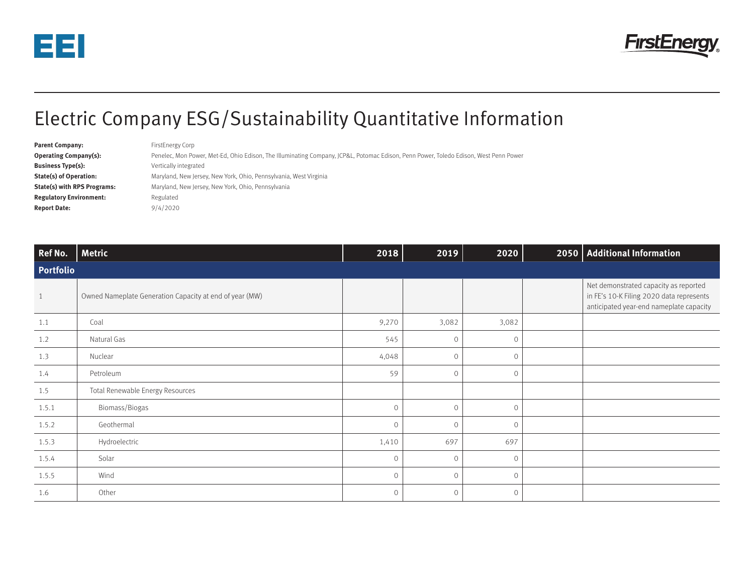# Electric Company ESG/Sustainability Quantitative Information

**Parent Company:** FirstEnergy Corp
**Operating Company(s):** Penelec, Mon Power, Met-Ed, Ohio Edison, The Illuminating Company, JCP&L, Potomac Edison, Penn Power, Toledo Edison, West Penn Power
**Business Type(s):** Vertically integrated
**State(s) of Operation:** Maryland, New Jersey, New York, Ohio, Pennsylvania, West Virginia
**State(s) with RPS Programs:** Maryland, New Jersey, New York, Ohio, Pennsylvania
**Regulatory Environment:** Regulated
**Report Date:** 9/4/2020

| Ref No. | Metric | 2018 | 2019 | 2020 | 2050 | Additional Information |
|---|---|---|---|---|---|---|
| **Portfolio** | | | | | | |
| 1 | Owned Nameplate Generation Capacity at end of year (MW) | | | | | Net demonstrated capacity as reported in FE's 10-K Filing 2020 data represents anticipated year-end nameplate capacity |
| 1.1 | Coal | 9,270 | 3,082 | 3,082 | | |
| 1.2 | Natural Gas | 545 | 0 | 0 | | |
| 1.3 | Nuclear | 4,048 | 0 | 0 | | |
| 1.4 | Petroleum | 59 | 0 | 0 | | |
| 1.5 | Total Renewable Energy Resources | | | | | |
| 1.5.1 | Biomass/Biogas | 0 | 0 | 0 | | |
| 1.5.2 | Geothermal | 0 | 0 | 0 | | |
| 1.5.3 | Hydroelectric | 1,410 | 697 | 697 | | |
| 1.5.4 | Solar | 0 | 0 | 0 | | |
| 1.5.5 | Wind | 0 | 0 | 0 | | |
| 1.6 | Other | 0 | 0 | 0 | | |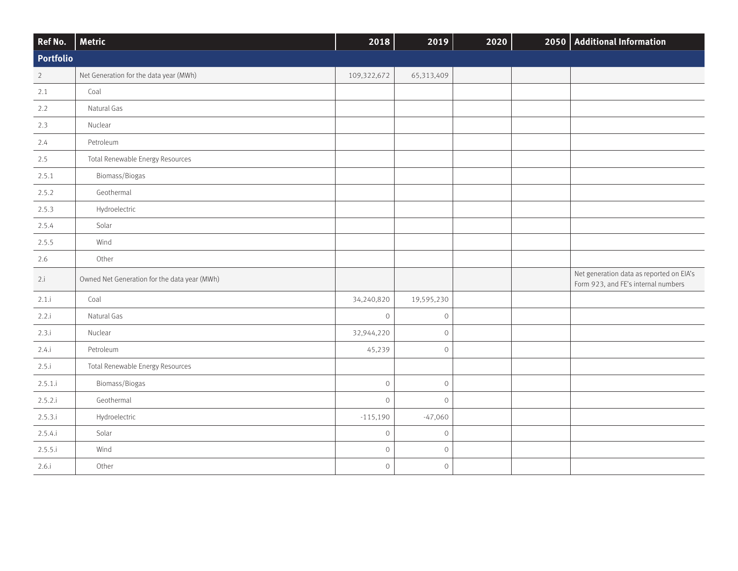| Ref No. | Metric | 2018 | 2019 | 2020 | 2050 | Additional Information |
|---|---|---|---|---|---|---|
| **Portfolio** | | | | | | |
| 2 | Net Generation for the data year (MWh) | 109,322,672 | 65,313,409 | | | |
| 2.1 | Coal | | | | | |
| 2.2 | Natural Gas | | | | | |
| 2.3 | Nuclear | | | | | |
| 2.4 | Petroleum | | | | | |
| 2.5 | Total Renewable Energy Resources | | | | | |
| 2.5.1 | Biomass/Biogas | | | | | |
| 2.5.2 | Geothermal | | | | | |
| 2.5.3 | Hydroelectric | | | | | |
| 2.5.4 | Solar | | | | | |
| 2.5.5 | Wind | | | | | |
| 2.6 | Other | | | | | |
| 2.i | Owned Net Generation for the data year (MWh) | | | | | Net generation data as reported on EIA's Form 923, and FE's internal numbers |
| 2.1.i | Coal | 34,240,820 | 19,595,230 | | | |
| 2.2.i | Natural Gas | 0 | 0 | | | |
| 2.3.i | Nuclear | 32,944,220 | 0 | | | |
| 2.4.i | Petroleum | 45,239 | 0 | | | |
| 2.5.i | Total Renewable Energy Resources | | | | | |
| 2.5.1.i | Biomass/Biogas | 0 | 0 | | | |
| 2.5.2.i | Geothermal | 0 | 0 | | | |
| 2.5.3.i | Hydroelectric | -115,190 | -47,060 | | | |
| 2.5.4.i | Solar | 0 | 0 | | | |
| 2.5.5.i | Wind | 0 | 0 | | | |
| 2.6.i | Other | 0 | 0 | | | |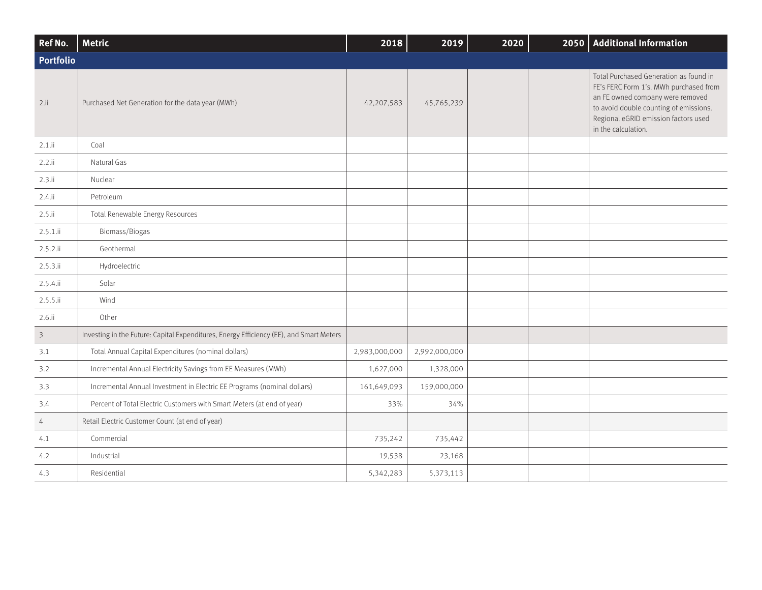| Ref No. | Metric | 2018 | 2019 | 2020 | 2050 | Additional Information |
|---|---|---|---|---|---|---|
| **Portfolio** | | | | | | |
| 2.ii | Purchased Net Generation for the data year (MWh) | 42,207,583 | 45,765,239 | | | Total Purchased Generation as found in FE's FERC Form 1's. MWh purchased from an FE owned company were removed to avoid double counting of emissions. Regional eGRID emission factors used in the calculation. |
| 2.1.ii | Coal | | | | | |
| 2.2.ii | Natural Gas | | | | | |
| 2.3.ii | Nuclear | | | | | |
| 2.4.ii | Petroleum | | | | | |
| 2.5.ii | Total Renewable Energy Resources | | | | | |
| 2.5.1.ii | Biomass/Biogas | | | | | |
| 2.5.2.ii | Geothermal | | | | | |
| 2.5.3.ii | Hydroelectric | | | | | |
| 2.5.4.ii | Solar | | | | | |
| 2.5.5.ii | Wind | | | | | |
| 2.6.ii | Other | | | | | |
| 3 | Investing in the Future: Capital Expenditures, Energy Efficiency (EE), and Smart Meters | | | | | |
| 3.1 | Total Annual Capital Expenditures (nominal dollars) | 2,983,000,000 | 2,992,000,000 | | | |
| 3.2 | Incremental Annual Electricity Savings from EE Measures (MWh) | 1,627,000 | 1,328,000 | | | |
| 3.3 | Incremental Annual Investment in Electric EE Programs (nominal dollars) | 161,649,093 | 159,000,000 | | | |
| 3.4 | Percent of Total Electric Customers with Smart Meters (at end of year) | 33% | 34% | | | |
| 4 | Retail Electric Customer Count (at end of year) | | | | | |
| 4.1 | Commercial | 735,242 | 735,442 | | | |
| 4.2 | Industrial | 19,538 | 23,168 | | | |
| 4.3 | Residential | 5,342,283 | 5,373,113 | | | |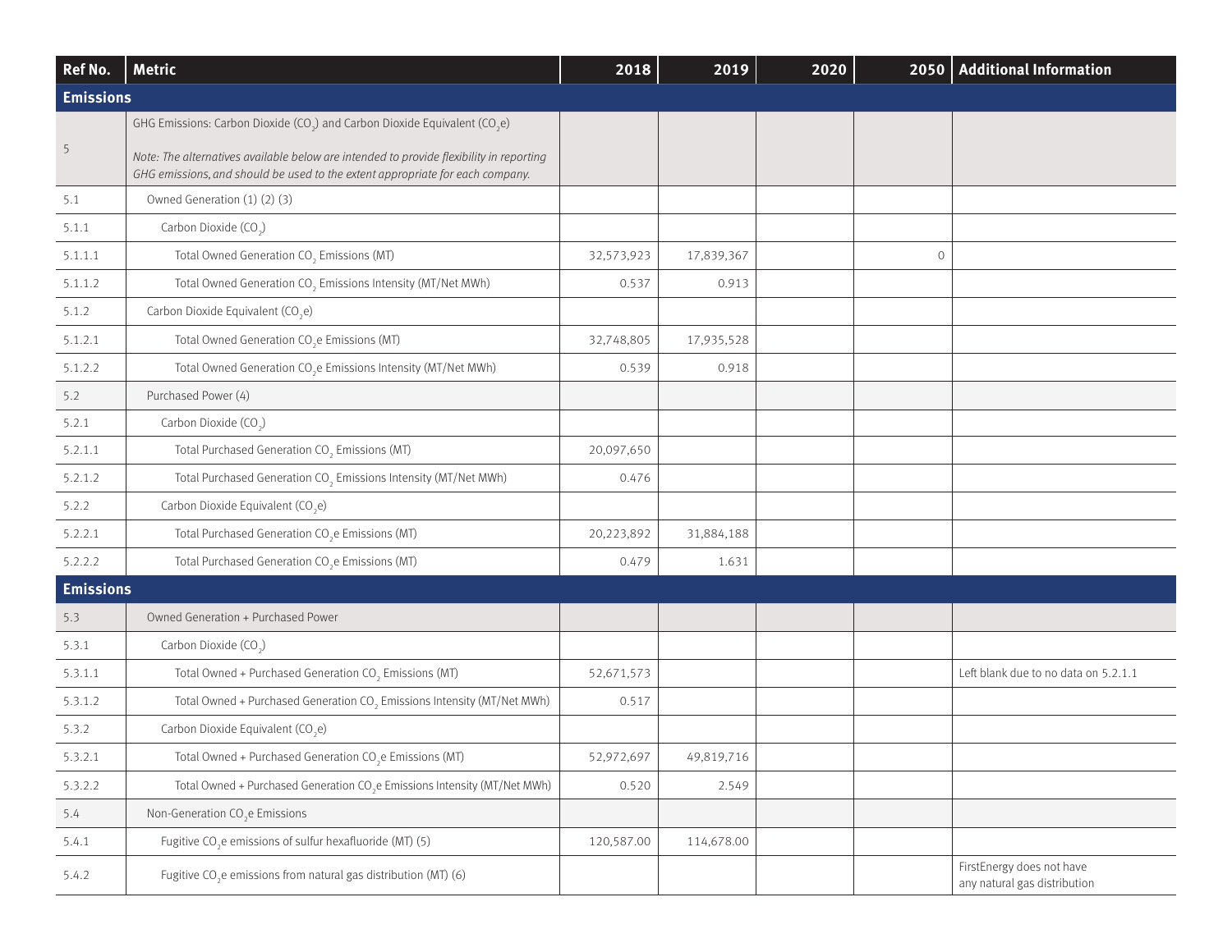| Ref No. | Metric | 2018 | 2019 | 2020 | 2050 | Additional Information |
|---|---|---|---|---|---|---|
| **Emissions** | | | | | | |
| 5 | GHG Emissions: Carbon Dioxide ($CO_2$) and Carbon Dioxide Equivalent ($CO_2e$)<br><br>*Note: The alternatives available below are intended to provide flexibility in reporting GHG emissions, and should be used to the extent appropriate for each company.* | | | | | |
| 5.1 | Owned Generation (1) (2) (3) | | | | | |
| 5.1.1 | Carbon Dioxide ($CO_2$) | | | | | |
| 5.1.1.1 | Total Owned Generation $CO_2$ Emissions (MT) | 32,573,923 | 17,839,367 | | 0 | |
| 5.1.1.2 | Total Owned Generation $CO_2$ Emissions Intensity (MT/Net MWh) | 0.537 | 0.913 | | | |
| 5.1.2 | Carbon Dioxide Equivalent ($CO_2e$) | | | | | |
| 5.1.2.1 | Total Owned Generation $CO_2e$ Emissions (MT) | 32,748,805 | 17,935,528 | | | |
| 5.1.2.2 | Total Owned Generation $CO_2e$ Emissions Intensity (MT/Net MWh) | 0.539 | 0.918 | | | |
| 5.2 | Purchased Power (4) | | | | | |
| 5.2.1 | Carbon Dioxide ($CO_2$) | | | | | |
| 5.2.1.1 | Total Purchased Generation $CO_2$ Emissions (MT) | 20,097,650 | | | | |
| 5.2.1.2 | Total Purchased Generation $CO_2$ Emissions Intensity (MT/Net MWh) | 0.476 | | | | |
| 5.2.2 | Carbon Dioxide Equivalent ($CO_2e$) | | | | | |
| 5.2.2.1 | Total Purchased Generation $CO_2e$ Emissions (MT) | 20,223,892 | 31,884,188 | | | |
| 5.2.2.2 | Total Purchased Generation $CO_2e$ Emissions (MT) | 0.479 | 1.631 | | | |
| **Emissions** | | | | | | |
| 5.3 | Owned Generation + Purchased Power | | | | | |
| 5.3.1 | Carbon Dioxide ($CO_2$) | | | | | |
| 5.3.1.1 | Total Owned + Purchased Generation $CO_2$ Emissions (MT) | 52,671,573 | | | | Left blank due to no data on 5.2.1.1 |
| 5.3.1.2 | Total Owned + Purchased Generation $CO_2$ Emissions Intensity (MT/Net MWh) | 0.517 | | | | |
| 5.3.2 | Carbon Dioxide Equivalent ($CO_2e$) | | | | | |
| 5.3.2.1 | Total Owned + Purchased Generation $CO_2e$ Emissions (MT) | 52,972,697 | 49,819,716 | | | |
| 5.3.2.2 | Total Owned + Purchased Generation $CO_2e$ Emissions Intensity (MT/Net MWh) | 0.520 | 2.549 | | | |
| 5.4 | Non-Generation $CO_2e$ Emissions | | | | | |
| 5.4.1 | Fugitive $CO_2e$ emissions of sulfur hexafluoride (MT) (5) | 120,587.00 | 114,678.00 | | | |
| 5.4.2 | Fugitive $CO_2e$ emissions from natural gas distribution (MT) (6) | | | | | FirstEnergy does not have any natural gas distribution |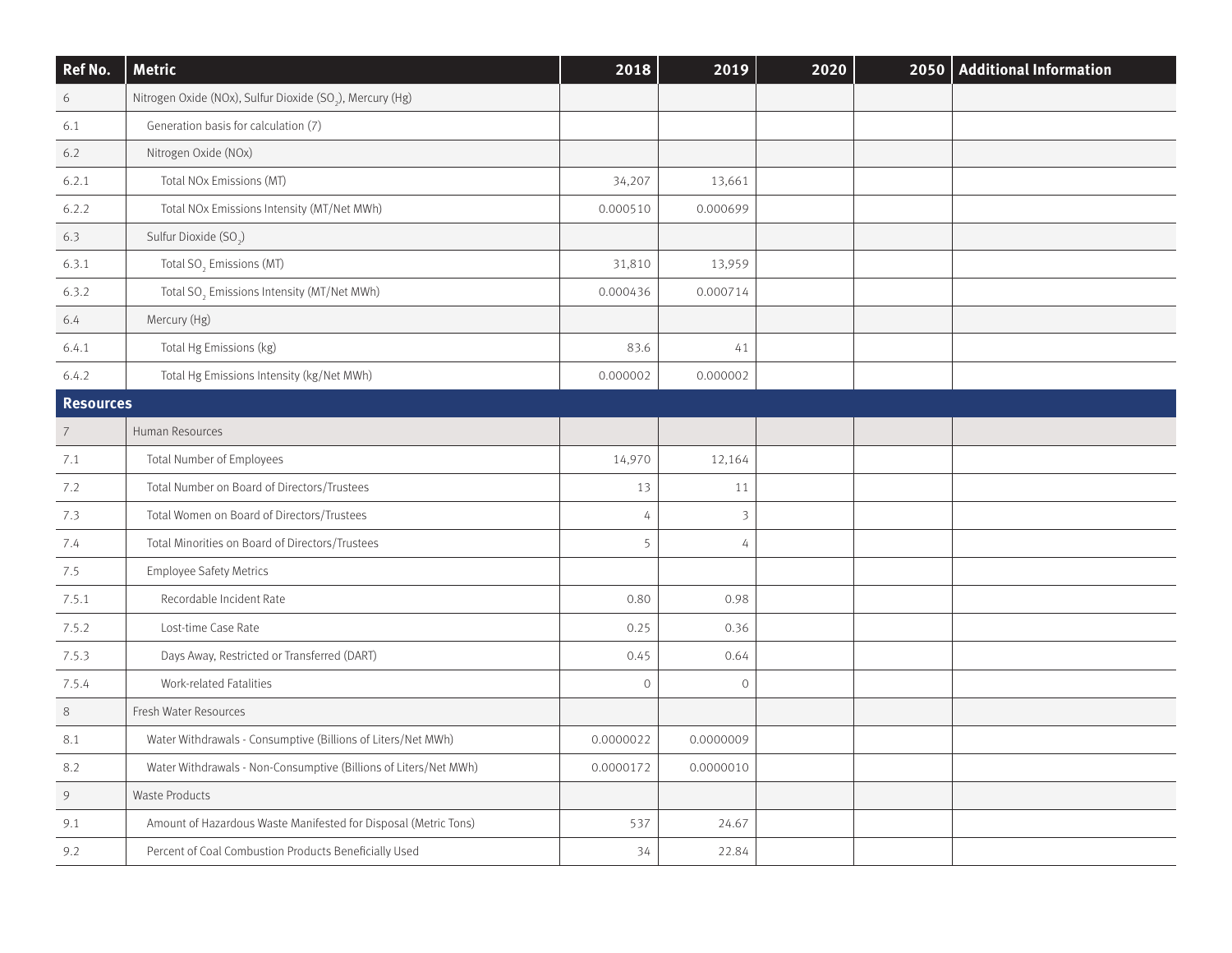| Ref No. | Metric | 2018 | 2019 | 2020 | 2050 | Additional Information |
|---|---|---|---|---|---|---|
| 6 | Nitrogen Oxide (NOx), Sulfur Dioxide ($SO_2$), Mercury (Hg) | | | | | |
| 6.1 | Generation basis for calculation (7) | | | | | |
| 6.2 | Nitrogen Oxide (NOx) | | | | | |
| 6.2.1 | Total NOx Emissions (MT) | 34,207 | 13,661 | | | |
| 6.2.2 | Total NOx Emissions Intensity (MT/Net MWh) | 0.000510 | 0.000699 | | | |
| 6.3 | Sulfur Dioxide ($SO_2$) | | | | | |
| 6.3.1 | Total $SO_2$ Emissions (MT) | 31,810 | 13,959 | | | |
| 6.3.2 | Total $SO_2$ Emissions Intensity (MT/Net MWh) | 0.000436 | 0.000714 | | | |
| 6.4 | Mercury (Hg) | | | | | |
| 6.4.1 | Total Hg Emissions (kg) | 83.6 | 41 | | | |
| 6.4.2 | Total Hg Emissions Intensity (kg/Net MWh) | 0.000002 | 0.000002 | | | |
| **Resources** | | | | | | |
| 7 | Human Resources | | | | | |
| 7.1 | Total Number of Employees | 14,970 | 12,164 | | | |
| 7.2 | Total Number on Board of Directors/Trustees | 13 | 11 | | | |
| 7.3 | Total Women on Board of Directors/Trustees | 4 | 3 | | | |
| 7.4 | Total Minorities on Board of Directors/Trustees | 5 | 4 | | | |
| 7.5 | Employee Safety Metrics | | | | | |
| 7.5.1 | Recordable Incident Rate | 0.80 | 0.98 | | | |
| 7.5.2 | Lost-time Case Rate | 0.25 | 0.36 | | | |
| 7.5.3 | Days Away, Restricted or Transferred (DART) | 0.45 | 0.64 | | | |
| 7.5.4 | Work-related Fatalities | 0 | 0 | | | |
| 8 | Fresh Water Resources | | | | | |
| 8.1 | Water Withdrawals - Consumptive (Billions of Liters/Net MWh) | 0.0000022 | 0.0000009 | | | |
| 8.2 | Water Withdrawals - Non-Consumptive (Billions of Liters/Net MWh) | 0.0000172 | 0.0000010 | | | |
| 9 | Waste Products | | | | | |
| 9.1 | Amount of Hazardous Waste Manifested for Disposal (Metric Tons) | 537 | 24.67 | | | |
| 9.2 | Percent of Coal Combustion Products Beneficially Used | 34 | 22.84 | | | |